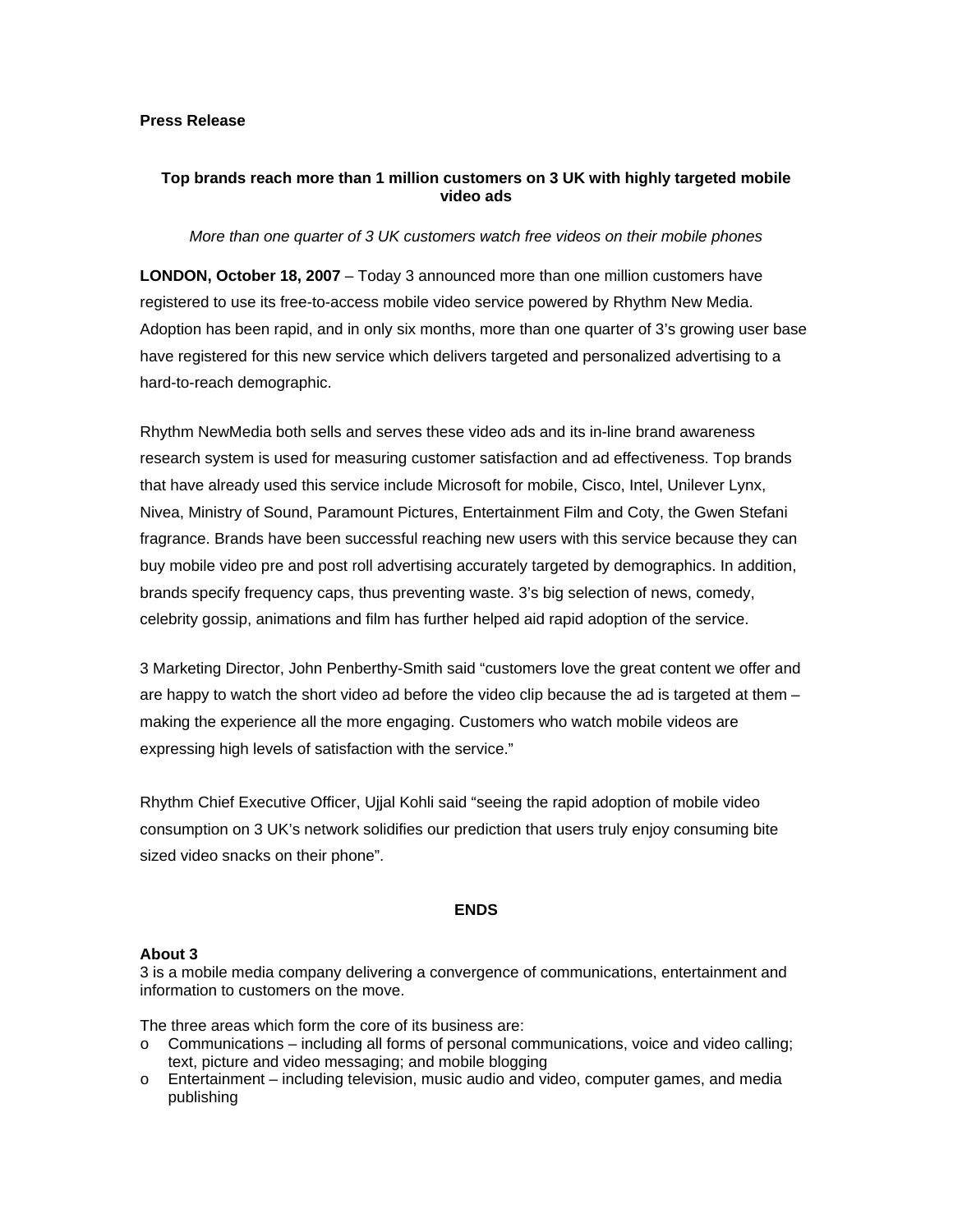**Press Release**

## Top brands reach more than 1 million customers on 3 UK with highly targeted mobile video ads

*More than one quarter of 3 UK customers watch free videos on their mobile phones*

**LONDON, October 18, 2007** – Today 3 announced more than one million customers have registered to use its free-to-access mobile video service powered by Rhythm New Media. Adoption has been rapid, and in only six months, more than one quarter of 3's growing user base have registered for this new service which delivers targeted and personalized advertising to a hard-to-reach demographic.

Rhythm NewMedia both sells and serves these video ads and its in-line brand awareness research system is used for measuring customer satisfaction and ad effectiveness. Top brands that have already used this service include Microsoft for mobile, Cisco, Intel, Unilever Lynx, Nivea, Ministry of Sound, Paramount Pictures, Entertainment Film and Coty, the Gwen Stefani fragrance. Brands have been successful reaching new users with this service because they can buy mobile video pre and post roll advertising accurately targeted by demographics. In addition, brands specify frequency caps, thus preventing waste. 3's big selection of news, comedy, celebrity gossip, animations and film has further helped aid rapid adoption of the service.

3 Marketing Director, John Penberthy-Smith said "customers love the great content we offer and are happy to watch the short video ad before the video clip because the ad is targeted at them – making the experience all the more engaging. Customers who watch mobile videos are expressing high levels of satisfaction with the service."

Rhythm Chief Executive Officer, Ujjal Kohli said "seeing the rapid adoption of mobile video consumption on 3 UK's network solidifies our prediction that users truly enjoy consuming bite sized video snacks on their phone".

**ENDS**

**About 3**

3 is a mobile media company delivering a convergence of communications, entertainment and information to customers on the move.

The three areas which form the core of its business are:

- Communications – including all forms of personal communications, voice and video calling; text, picture and video messaging; and mobile blogging
- Entertainment – including television, music audio and video, computer games, and media publishing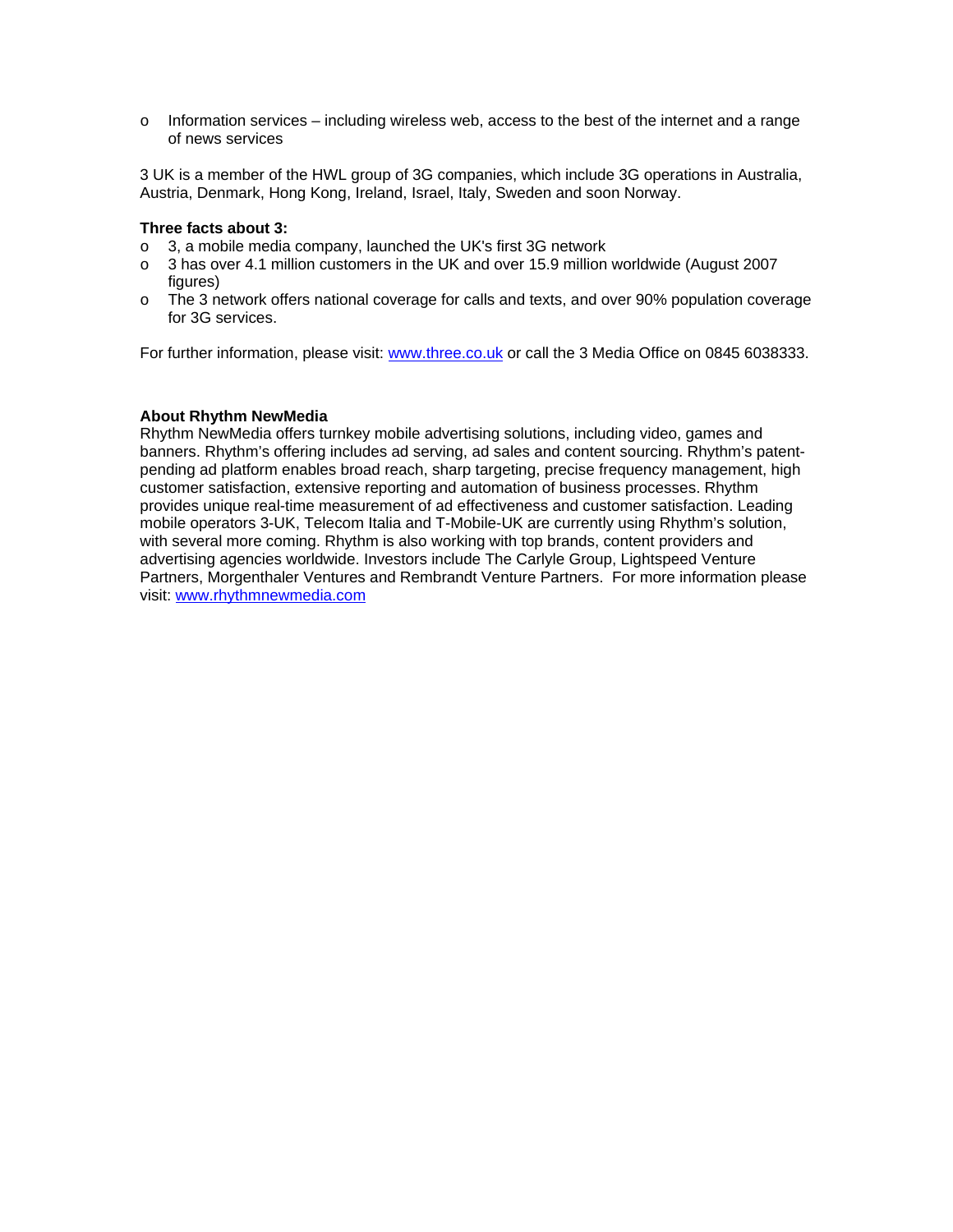- Information services – including wireless web, access to the best of the internet and a range of news services

3 UK is a member of the HWL group of 3G companies, which include 3G operations in Australia, Austria, Denmark, Hong Kong, Ireland, Israel, Italy, Sweden and soon Norway.

**Three facts about 3:**

- 3, a mobile media company, launched the UK's first 3G network
- 3 has over 4.1 million customers in the UK and over 15.9 million worldwide (August 2007 figures)
- The 3 network offers national coverage for calls and texts, and over 90% population coverage for 3G services.

For further information, please visit: www.three.co.uk or call the 3 Media Office on 0845 6038333.

**About Rhythm NewMedia**

Rhythm NewMedia offers turnkey mobile advertising solutions, including video, games and banners. Rhythm's offering includes ad serving, ad sales and content sourcing. Rhythm's patent-pending ad platform enables broad reach, sharp targeting, precise frequency management, high customer satisfaction, extensive reporting and automation of business processes. Rhythm provides unique real-time measurement of ad effectiveness and customer satisfaction. Leading mobile operators 3-UK, Telecom Italia and T-Mobile-UK are currently using Rhythm's solution, with several more coming. Rhythm is also working with top brands, content providers and advertising agencies worldwide. Investors include The Carlyle Group, Lightspeed Venture Partners, Morgenthaler Ventures and Rembrandt Venture Partners. For more information please visit: www.rhythmnewmedia.com